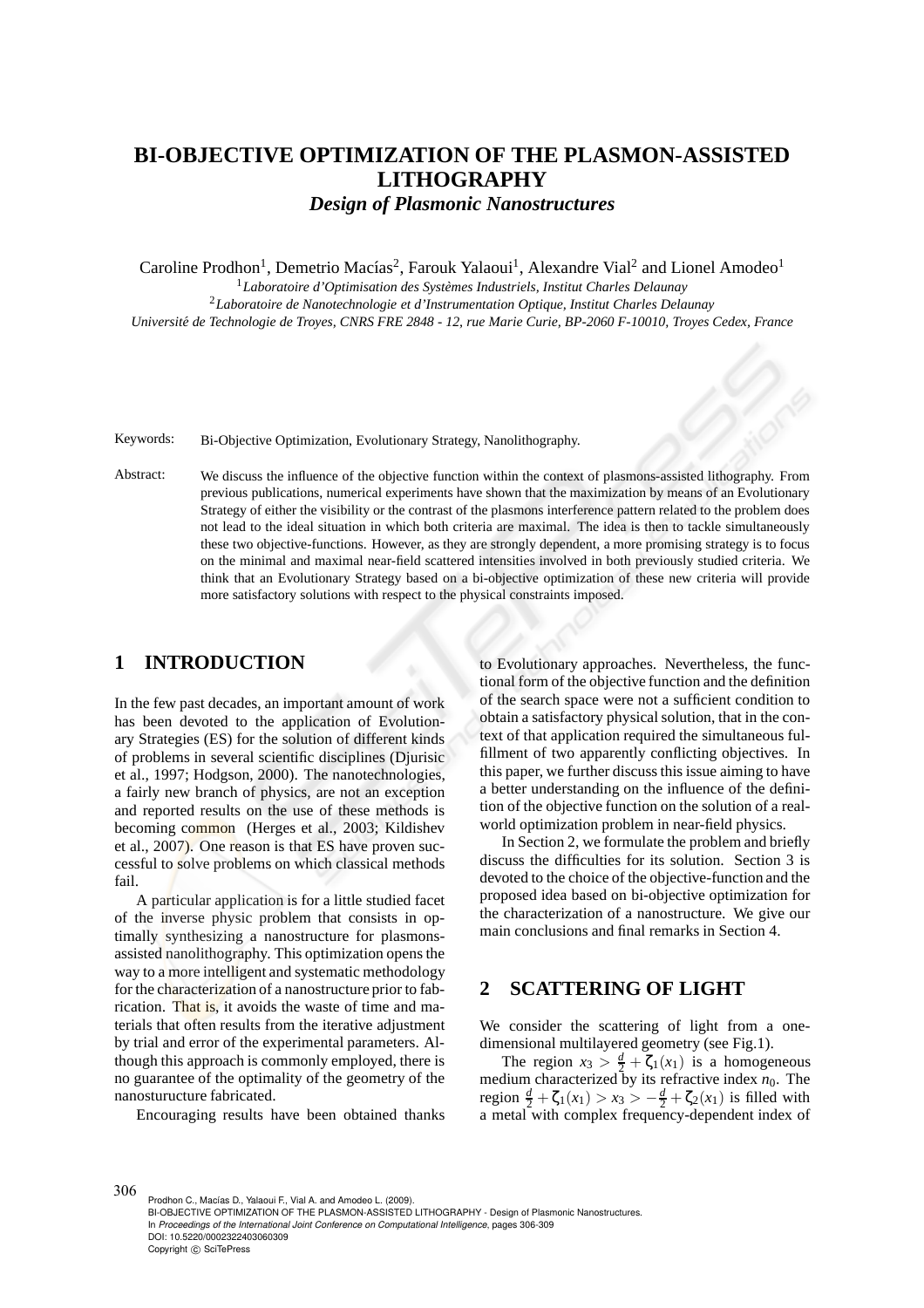# BI-OBJECTIVE OPTIMIZATION OF THE PLASMON-ASSISTED LITHOGRAPHY

## *Design of Plasmonic Nanostructures*

Caroline Prodhon[1], Demetrio Macías[2], Farouk Yalaoui[1], Alexandre Vial[2] and Lionel Amodeo[1]

[1] *Laboratoire d'Optimisation des Systèmes Industriels, Institut Charles Delaunay*

[2] *Laboratoire de Nanotechnologie et d'Instrumentation Optique, Institut Charles Delaunay*

*Université de Technologie de Troyes, CNRS FRE 2848 - 12, rue Marie Curie, BP-2060 F-10010, Troyes Cedex, France*

Keywords: Bi-Objective Optimization, Evolutionary Strategy, Nanolithography.

Abstract: We discuss the influence of the objective function within the context of plasmons-assisted lithography. From previous publications, numerical experiments have shown that the maximization by means of an Evolutionary Strategy of either the visibility or the contrast of the plasmons interference pattern related to the problem does not lead to the ideal situation in which both criteria are maximal. The idea is then to tackle simultaneously these two objective-functions. However, as they are strongly dependent, a more promising strategy is to focus on the minimal and maximal near-field scattered intensities involved in both previously studied criteria. We think that an Evolutionary Strategy based on a bi-objective optimization of these new criteria will provide more satisfactory solutions with respect to the physical constraints imposed.

## 1 INTRODUCTION

In the few past decades, an important amount of work has been devoted to the application of Evolutionary Strategies (ES) for the solution of different kinds of problems in several scientific disciplines (Djurisic et al., 1997; Hodgson, 2000). The nanotechnologies, a fairly new branch of physics, are not an exception and reported results on the use of these methods is becoming common (Herges et al., 2003; Kildishev et al., 2007). One reason is that ES have proven successful to solve problems on which classical methods fail.

A particular application is for a little studied facet of the inverse physic problem that consists in optimally synthesizing a nanostructure for plasmons-assisted nanolithography. This optimization opens the way to a more intelligent and systematic methodology for the characterization of a nanostructure prior to fabrication. That is, it avoids the waste of time and materials that often results from the iterative adjustment by trial and error of the experimental parameters. Although this approach is commonly employed, there is no guarantee of the optimality of the geometry of the nanosturucture fabricated.

Encouraging results have been obtained thanks to Evolutionary approaches. Nevertheless, the functional form of the objective function and the definition of the search space were not a sufficient condition to obtain a satisfactory physical solution, that in the context of that application required the simultaneous fulfillment of two apparently conflicting objectives. In this paper, we further discuss this issue aiming to have a better understanding on the influence of the definition of the objective function on the solution of a real-world optimization problem in near-field physics.

In Section 2, we formulate the problem and briefly discuss the difficulties for its solution. Section 3 is devoted to the choice of the objective-function and the proposed idea based on bi-objective optimization for the characterization of a nanostructure. We give our main conclusions and final remarks in Section 4.

## 2 SCATTERING OF LIGHT

We consider the scattering of light from a one-dimensional multilayered geometry (see Fig.1).

The region $x_3 > \frac{d}{2} + \zeta_1(x_1)$ is a homogeneous medium characterized by its refractive index $n_0$. The region $\frac{d}{2} + \zeta_1(x_1) > x_3 > -\frac{d}{2} + \zeta_2(x_1)$ is filled with a metal with complex frequency-dependent index of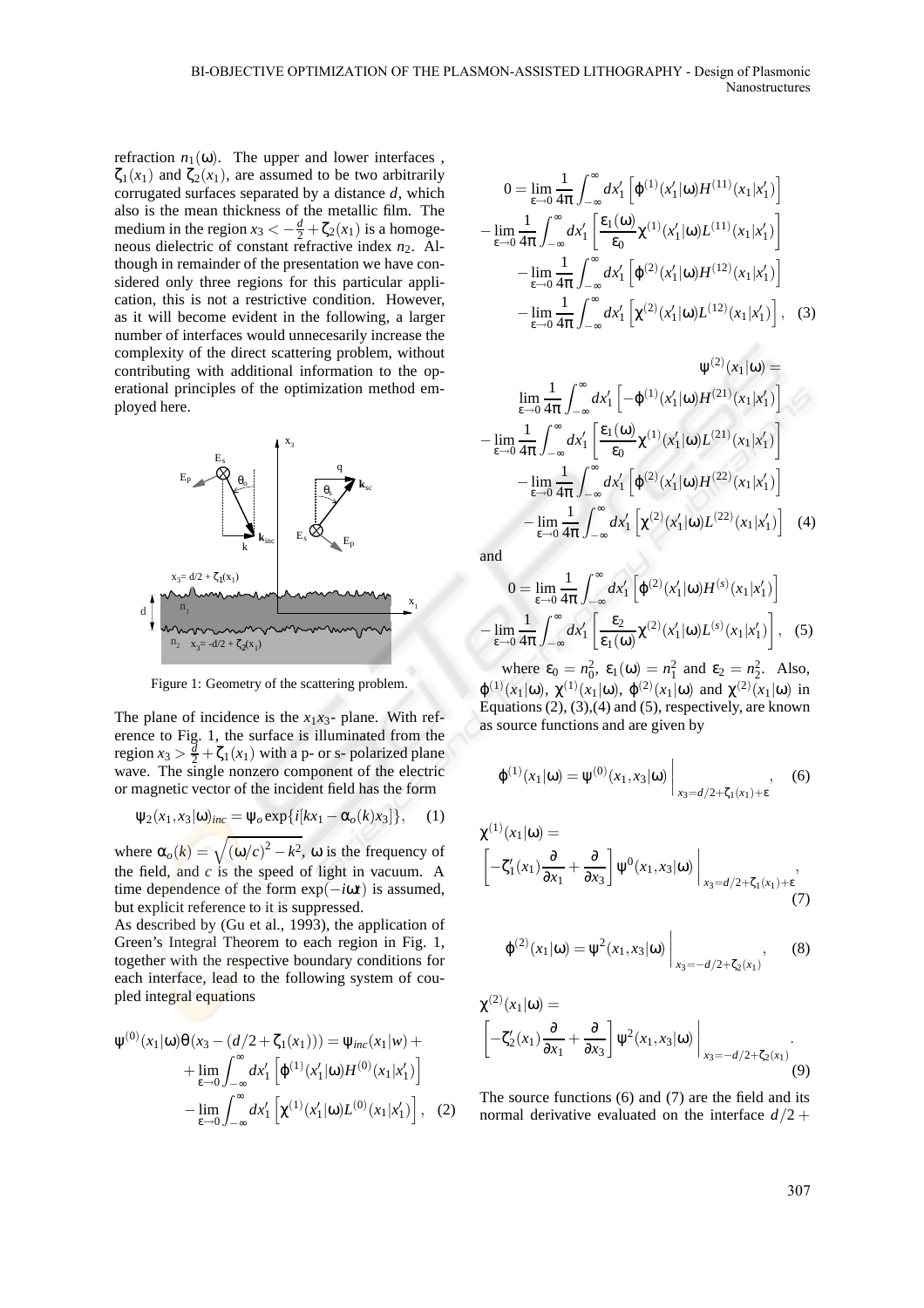refraction $n_1(\omega)$. The upper and lower interfaces, $\zeta_1(x_1)$ and $\zeta_2(x_1)$, are assumed to be two arbitrarily corrugated surfaces separated by a distance $d$, which also is the mean thickness of the metallic film. The medium in the region $x_3 < -\frac{d}{2} + \zeta_2(x_1)$ is a homogeneous dielectric of constant refractive index $n_2$. Although in remainder of the presentation we have considered only three regions for this particular application, this is not a restrictive condition. However, as it will become evident in the following, a larger number of interfaces would unnecesarily increase the complexity of the direct scattering problem, without contributing with additional information to the operational principles of the optimization method employed here.

Figure 1: Geometry of the scattering problem.

The plane of incidence is the $x_1x_3$- plane. With reference to Fig. 1, the surface is illuminated from the region $x_3 > \frac{d}{2} + \zeta_1(x_1)$ with a p- or s- polarized plane wave. The single nonzero component of the electric or magnetic vector of the incident field has the form

$$\psi_2(x_1,x_3|\omega)_{inc} = \psi_o \exp\{i[kx_1 - \alpha_o(k)x_3]\}, \quad (1)$$

where $\alpha_o(k) = \sqrt{(\omega/c)^2 - k^2}$, $\omega$ is the frequency of the field, and $c$ is the speed of light in vacuum. A time dependence of the form $\exp(-i\omega t)$ is assumed, but explicit reference to it is suppressed.
As described by (Gu et al., 1993), the application of Green's Integral Theorem to each region in Fig. 1, together with the respective boundary conditions for each interface, lead to the following system of coupled integral equations

$$\begin{aligned}\psi^{(0)}(x_1|\omega)\theta(x_3 - (d/2 + \zeta_1(x_1))) = \psi_{inc}(x_1|w) + \\ + \lim_{\varepsilon\to 0}\int_{-\infty}^{\infty} dx_1' \left[\phi^{(1)}(x_1'|\omega)H^{(0)}(x_1|x_1')\right] \\ - \lim_{\varepsilon\to 0}\int_{-\infty}^{\infty} dx_1' \left[\chi^{(1)}(x_1'|\omega)L^{(0)}(x_1|x_1')\right], \quad (2)\end{aligned}$$

$$\begin{aligned}0 = \lim_{\varepsilon\to 0}\frac{1}{4\pi}\int_{-\infty}^{\infty} dx_1' \left[\phi^{(1)}(x_1'|\omega)H^{(11)}(x_1|x_1')\right] \\ - \lim_{\varepsilon\to 0}\frac{1}{4\pi}\int_{-\infty}^{\infty} dx_1' \left[\frac{\varepsilon_1(\omega)}{\varepsilon_0}\chi^{(1)}(x_1'|\omega)L^{(11)}(x_1|x_1')\right] \\ - \lim_{\varepsilon\to 0}\frac{1}{4\pi}\int_{-\infty}^{\infty} dx_1' \left[\phi^{(2)}(x_1'|\omega)H^{(12)}(x_1|x_1')\right] \\ - \lim_{\varepsilon\to 0}\frac{1}{4\pi}\int_{-\infty}^{\infty} dx_1' \left[\chi^{(2)}(x_1'|\omega)L^{(12)}(x_1|x_1')\right], \quad (3)\end{aligned}$$

$$\begin{aligned}\psi^{(2)}(x_1|\omega) = \\ \lim_{\varepsilon\to 0}\frac{1}{4\pi}\int_{-\infty}^{\infty} dx_1' \left[-\phi^{(1)}(x_1'|\omega)H^{(21)}(x_1|x_1')\right] \\ - \lim_{\varepsilon\to 0}\frac{1}{4\pi}\int_{-\infty}^{\infty} dx_1' \left[\frac{\varepsilon_1(\omega)}{\varepsilon_0}\chi^{(1)}(x_1'|\omega)L^{(21)}(x_1|x_1')\right] \\ - \lim_{\varepsilon\to 0}\frac{1}{4\pi}\int_{-\infty}^{\infty} dx_1' \left[\phi^{(2)}(x_1'|\omega)H^{(22)}(x_1|x_1')\right] \\ - \lim_{\varepsilon\to 0}\frac{1}{4\pi}\int_{-\infty}^{\infty} dx_1' \left[\chi^{(2)}(x_1'|\omega)L^{(22)}(x_1|x_1')\right] \quad (4)\end{aligned}$$

and

$$\begin{aligned}0 = \lim_{\varepsilon\to 0}\frac{1}{4\pi}\int_{-\infty}^{\infty} dx_1' \left[\phi^{(2)}(x_1'|\omega)H^{(s)}(x_1|x_1')\right] \\ - \lim_{\varepsilon\to 0}\frac{1}{4\pi}\int_{-\infty}^{\infty} dx_1' \left[\frac{\varepsilon_2}{\varepsilon_1(\omega)}\chi^{(2)}(x_1'|\omega)L^{(s)}(x_1|x_1')\right], \quad (5)\end{aligned}$$

where $\varepsilon_0 = n_0^2$, $\varepsilon_1(\omega) = n_1^2$ and $\varepsilon_2 = n_2^2$. Also, $\phi^{(1)}(x_1|\omega)$, $\chi^{(1)}(x_1|\omega)$, $\phi^{(2)}(x_1|\omega)$ and $\chi^{(2)}(x_1|\omega)$ in Equations (2), (3),(4) and (5), respectively, are known as source functions and are given by

$$\phi^{(1)}(x_1|\omega) = \psi^{(0)}(x_1,x_3|\omega)\bigg|_{x_3=d/2+\zeta_1(x_1)+\varepsilon}, \quad (6)$$

$$\chi^{(1)}(x_1|\omega) = \left[-\zeta_1'(x_1)\frac{\partial}{\partial x_1} + \frac{\partial}{\partial x_3}\right]\psi^0(x_1,x_3|\omega)\bigg|_{x_3=d/2+\zeta_1(x_1)+\varepsilon}, \quad (7)$$

$$\phi^{(2)}(x_1|\omega) = \psi^2(x_1,x_3|\omega)\bigg|_{x_3=-d/2+\zeta_2(x_1)}, \quad (8)$$

$$\chi^{(2)}(x_1|\omega) = \left[-\zeta_2'(x_1)\frac{\partial}{\partial x_1} + \frac{\partial}{\partial x_3}\right]\psi^2(x_1,x_3|\omega)\bigg|_{x_3=-d/2+\zeta_2(x_1)}. \quad (9)$$

The source functions (6) and (7) are the field and its normal derivative evaluated on the interface $d/2+$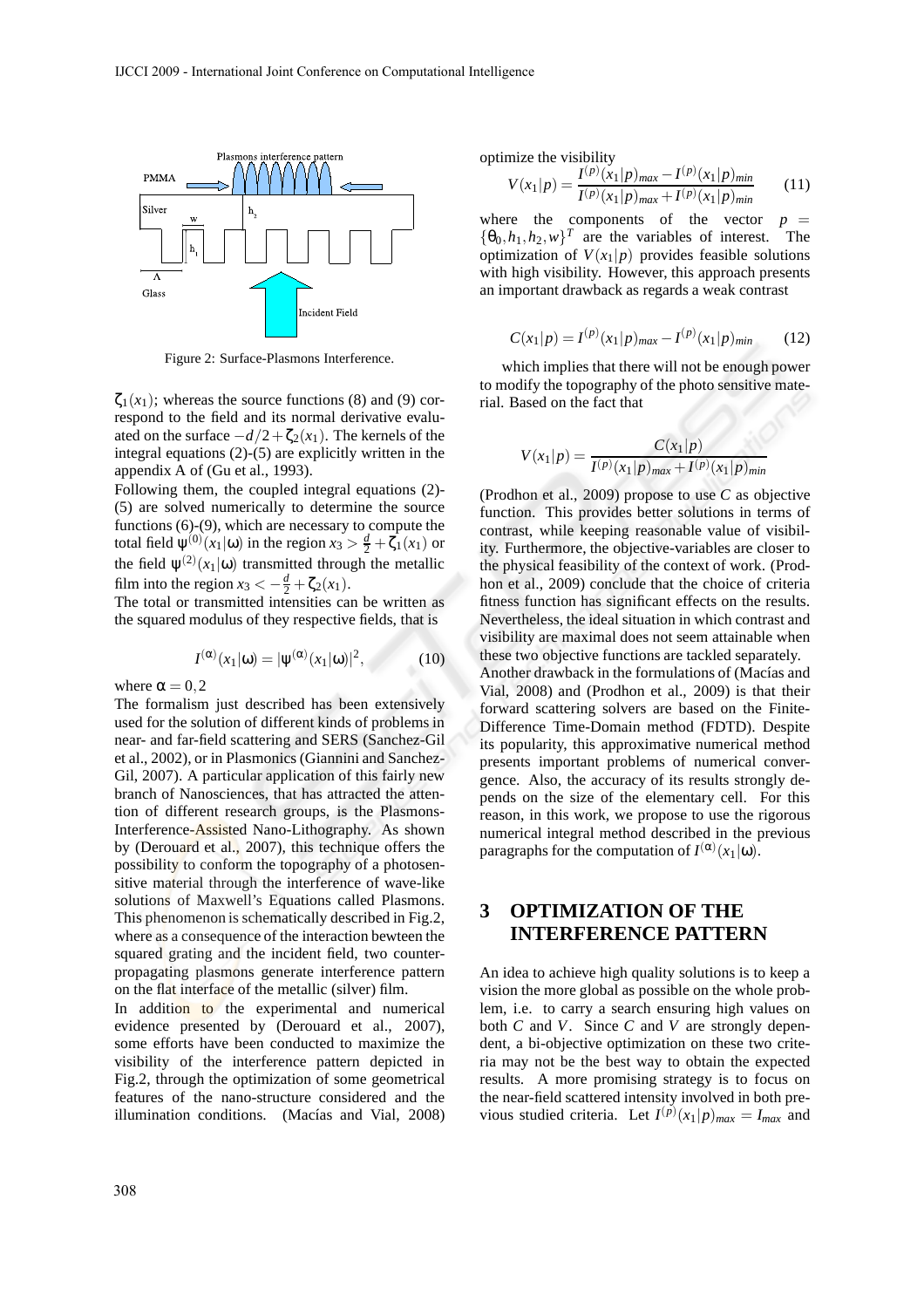Figure 2: Surface-Plasmons Interference.

$\zeta_1(x_1)$; whereas the source functions (8) and (9) correspond to the field and its normal derivative evaluated on the surface $-d/2+\zeta_2(x_1)$. The kernels of the integral equations (2)-(5) are explicitly written in the appendix A of (Gu et al., 1993).

Following them, the coupled integral equations (2)-(5) are solved numerically to determine the source functions (6)-(9), which are necessary to compute the total field $\psi^{(0)}(x_1|\omega)$ in the region $x_3 > \frac{d}{2}+\zeta_1(x_1)$ or the field $\psi^{(2)}(x_1|\omega)$ transmitted through the metallic film into the region $x_3 < -\frac{d}{2}+\zeta_2(x_1)$.

The total or transmitted intensities can be written as the squared modulus of they respective fields, that is

$$I^{(\alpha)}(x_1|\omega) = |\psi^{(\alpha)}(x_1|\omega)|^2, \tag{10}$$

where $\alpha = 0, 2$

The formalism just described has been extensively used for the solution of different kinds of problems in near- and far-field scattering and SERS (Sanchez-Gil et al., 2002), or in Plasmonics (Giannini and Sanchez-Gil, 2007). A particular application of this fairly new branch of Nanosciences, that has attracted the attention of different research groups, is the Plasmons-Interference-Assisted Nano-Lithography. As shown by (Derouard et al., 2007), this technique offers the possibility to conform the topography of a photosensitive material through the interference of wave-like solutions of Maxwell's Equations called Plasmons. This phenomenon is schematically described in Fig.2, where as a consequence of the interaction bewteen the squared grating and the incident field, two counter-propagating plasmons generate interference pattern on the flat interface of the metallic (silver) film.

In addition to the experimental and numerical evidence presented by (Derouard et al., 2007), some efforts have been conducted to maximize the visibility of the interference pattern depicted in Fig.2, through the optimization of some geometrical features of the nano-structure considered and the illumination conditions. (Macías and Vial, 2008) optimize the visibility

$$V(x_1|p) = \frac{I^{(p)}(x_1|p)_{max} - I^{(p)}(x_1|p)_{min}}{I^{(p)}(x_1|p)_{max} + I^{(p)}(x_1|p)_{min}} \tag{11}$$

where the components of the vector $p = \{\theta_0, h_1, h_2, w\}^T$ are the variables of interest. The optimization of $V(x_1|p)$ provides feasible solutions with high visibility. However, this approach presents an important drawback as regards a weak contrast

$$C(x_1|p) = I^{(p)}(x_1|p)_{max} - I^{(p)}(x_1|p)_{min} \tag{12}$$

which implies that there will not be enough power to modify the topography of the photo sensitive material. Based on the fact that

$$V(x_1|p) = \frac{C(x_1|p)}{I^{(p)}(x_1|p)_{max} + I^{(p)}(x_1|p)_{min}}$$

(Prodhon et al., 2009) propose to use $C$ as objective function. This provides better solutions in terms of contrast, while keeping reasonable value of visibility. Furthermore, the objective-variables are closer to the physical feasibility of the context of work. (Prodhon et al., 2009) conclude that the choice of criteria fitness function has significant effects on the results. Nevertheless, the ideal situation in which contrast and visibility are maximal does not seem attainable when these two objective functions are tackled separately.

Another drawback in the formulations of (Macías and Vial, 2008) and (Prodhon et al., 2009) is that their forward scattering solvers are based on the Finite-Difference Time-Domain method (FDTD). Despite its popularity, this approximative numerical method presents important problems of numerical convergence. Also, the accuracy of its results strongly depends on the size of the elementary cell. For this reason, in this work, we propose to use the rigorous numerical integral method described in the previous paragraphs for the computation of $I^{(\alpha)}(x_1|\omega)$.

## 3 OPTIMIZATION OF THE INTERFERENCE PATTERN

An idea to achieve high quality solutions is to keep a vision the more global as possible on the whole problem, i.e. to carry a search ensuring high values on both $C$ and $V$. Since $C$ and $V$ are strongly dependent, a bi-objective optimization on these two criteria may not be the best way to obtain the expected results. A more promising strategy is to focus on the near-field scattered intensity involved in both previous studied criteria. Let $I^{(p)}(x_1|p)_{max} = I_{max}$ and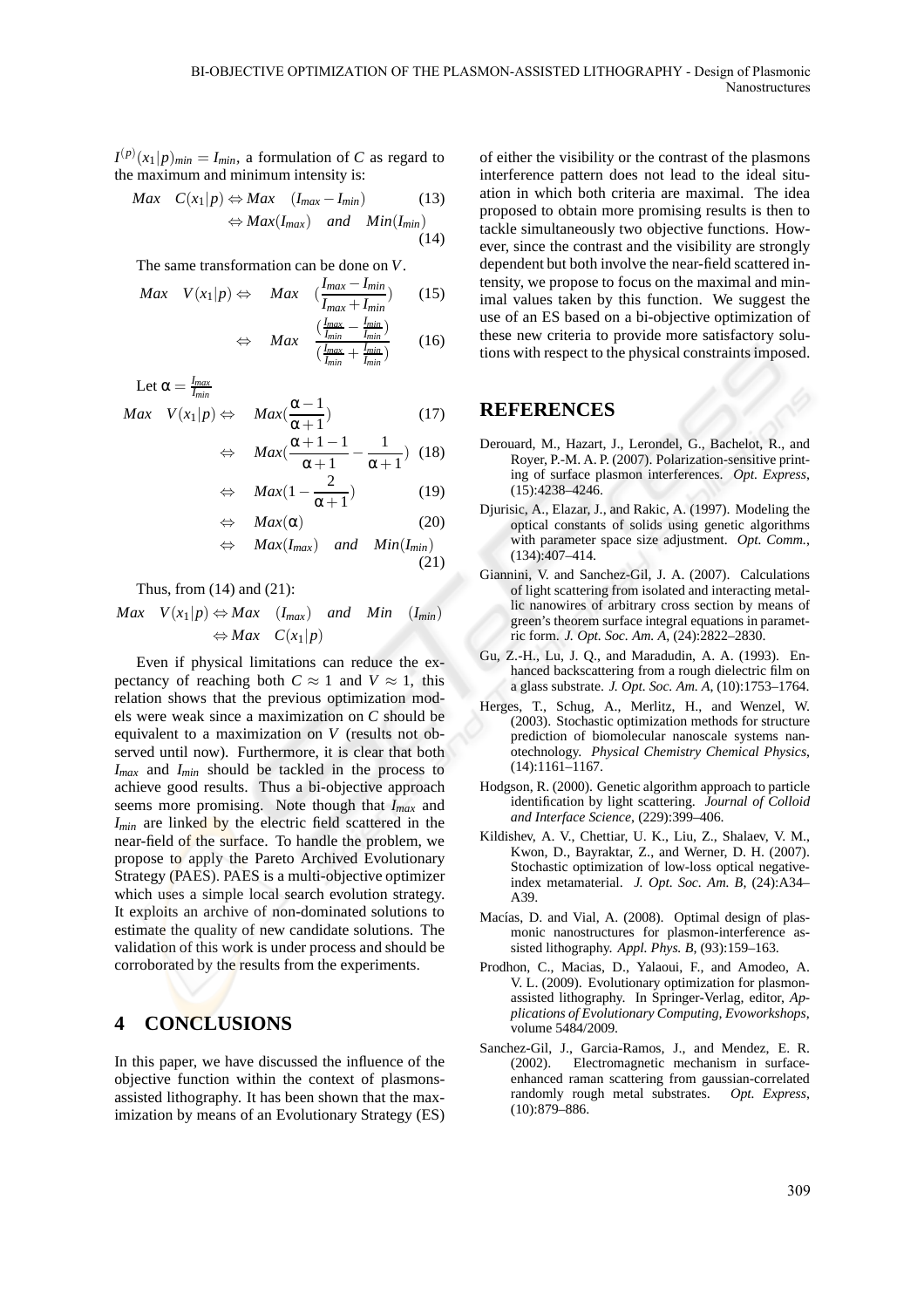$I^{(p)}(x_1|p)_{min} = I_{min}$, a formulation of $C$ as regard to the maximum and minimum intensity is:

$$Max \quad C(x_1|p) \Leftrightarrow Max \quad (I_{max} - I_{min}) \qquad (13)$$

$$\Leftrightarrow Max(I_{max}) \quad and \quad Min(I_{min}) \qquad (14)$$

The same transformation can be done on $V$.

$$Max \quad V(x_1|p) \Leftrightarrow \quad Max \quad (\frac{I_{max} - I_{min}}{I_{max} + I_{min}}) \qquad (15)$$

$$\Leftrightarrow \quad Max \quad \frac{(\frac{I_{max}}{I_{min}} - \frac{I_{min}}{I_{min}})}{(\frac{I_{max}}{I_{min}} + \frac{I_{min}}{I_{min}})} \qquad (16)$$

Let $\alpha = \frac{I_{max}}{I_{min}}$

$$Max \quad V(x_1|p) \Leftrightarrow \quad Max(\frac{\alpha - 1}{\alpha + 1}) \qquad (17)$$

$$\Leftrightarrow \quad Max(\frac{\alpha + 1 - 1}{\alpha + 1} - \frac{1}{\alpha + 1}) \qquad (18)$$

$$\Leftrightarrow \quad Max(1 - \frac{2}{\alpha + 1}) \qquad (19)$$

$$\Leftrightarrow \quad Max(\alpha) \qquad (20)$$

$$\Leftrightarrow \quad Max(I_{max}) \quad and \quad Min(I_{min}) \qquad (21)$$

Thus, from (14) and (21):

$$Max \quad V(x_1|p) \Leftrightarrow Max \quad (I_{max}) \quad and \quad Min \quad (I_{min})$$
$$\Leftrightarrow Max \quad C(x_1|p)$$

Even if physical limitations can reduce the expectancy of reaching both $C \approx 1$ and $V \approx 1$, this relation shows that the previous optimization models were weak since a maximization on $C$ should be equivalent to a maximization on $V$ (results not observed until now). Furthermore, it is clear that both $I_{max}$ and $I_{min}$ should be tackled in the process to achieve good results. Thus a bi-objective approach seems more promising. Note though that $I_{max}$ and $I_{min}$ are linked by the electric field scattered in the near-field of the surface. To handle the problem, we propose to apply the Pareto Archived Evolutionary Strategy (PAES). PAES is a multi-objective optimizer which uses a simple local search evolution strategy. It exploits an archive of non-dominated solutions to estimate the quality of new candidate solutions. The validation of this work is under process and should be corroborated by the results from the experiments.

## 4 CONCLUSIONS

In this paper, we have discussed the influence of the objective function within the context of plasmons-assisted lithography. It has been shown that the maximization by means of an Evolutionary Strategy (ES) of either the visibility or the contrast of the plasmons interference pattern does not lead to the ideal situation in which both criteria are maximal. The idea proposed to obtain more promising results is then to tackle simultaneously two objective functions. However, since the contrast and the visibility are strongly dependent but both involve the near-field scattered intensity, we propose to focus on the maximal and minimal values taken by this function. We suggest the use of an ES based on a bi-objective optimization of these new criteria to provide more satisfactory solutions with respect to the physical constraints imposed.

## REFERENCES

Derouard, M., Hazart, J., Lerondel, G., Bachelot, R., and Royer, P.-M. A. P. (2007). Polarization-sensitive printing of surface plasmon interferences. *Opt. Express*, (15):4238–4246.

Djurisic, A., Elazar, J., and Rakic, A. (1997). Modeling the optical constants of solids using genetic algorithms with parameter space size adjustment. *Opt. Comm.*, (134):407–414.

Giannini, V. and Sanchez-Gil, J. A. (2007). Calculations of light scattering from isolated and interacting metallic nanowires of arbitrary cross section by means of green's theorem surface integral equations in parametric form. *J. Opt. Soc. Am. A*, (24):2822–2830.

Gu, Z.-H., Lu, J. Q., and Maradudin, A. A. (1993). Enhanced backscattering from a rough dielectric film on a glass substrate. *J. Opt. Soc. Am. A*, (10):1753–1764.

Herges, T., Schug, A., Merlitz, H., and Wenzel, W. (2003). Stochastic optimization methods for structure prediction of biomolecular nanoscale systems nanotechnology. *Physical Chemistry Chemical Physics*, (14):1161–1167.

Hodgson, R. (2000). Genetic algorithm approach to particle identification by light scattering. *Journal of Colloid and Interface Science*, (229):399–406.

Kildishev, A. V., Chettiar, U. K., Liu, Z., Shalaev, V. M., Kwon, D., Bayraktar, Z., and Werner, D. H. (2007). Stochastic optimization of low-loss optical negative-index metamaterial. *J. Opt. Soc. Am. B*, (24):A34–A39.

Macías, D. and Vial, A. (2008). Optimal design of plasmonic nanostructures for plasmon-interference assisted lithography. *Appl. Phys. B*, (93):159–163.

Prodhon, C., Macias, D., Yalaoui, F., and Amodeo, A. V. L. (2009). Evolutionary optimization for plasmon-assisted lithography. In Springer-Verlag, editor, *Applications of Evolutionary Computing, Evoworkshops*, volume 5484/2009.

Sanchez-Gil, J., Garcia-Ramos, J., and Mendez, E. R. (2002). Electromagnetic mechanism in surface-enhanced raman scattering from gaussian-correlated randomly rough metal substrates. *Opt. Express*, (10):879–886.